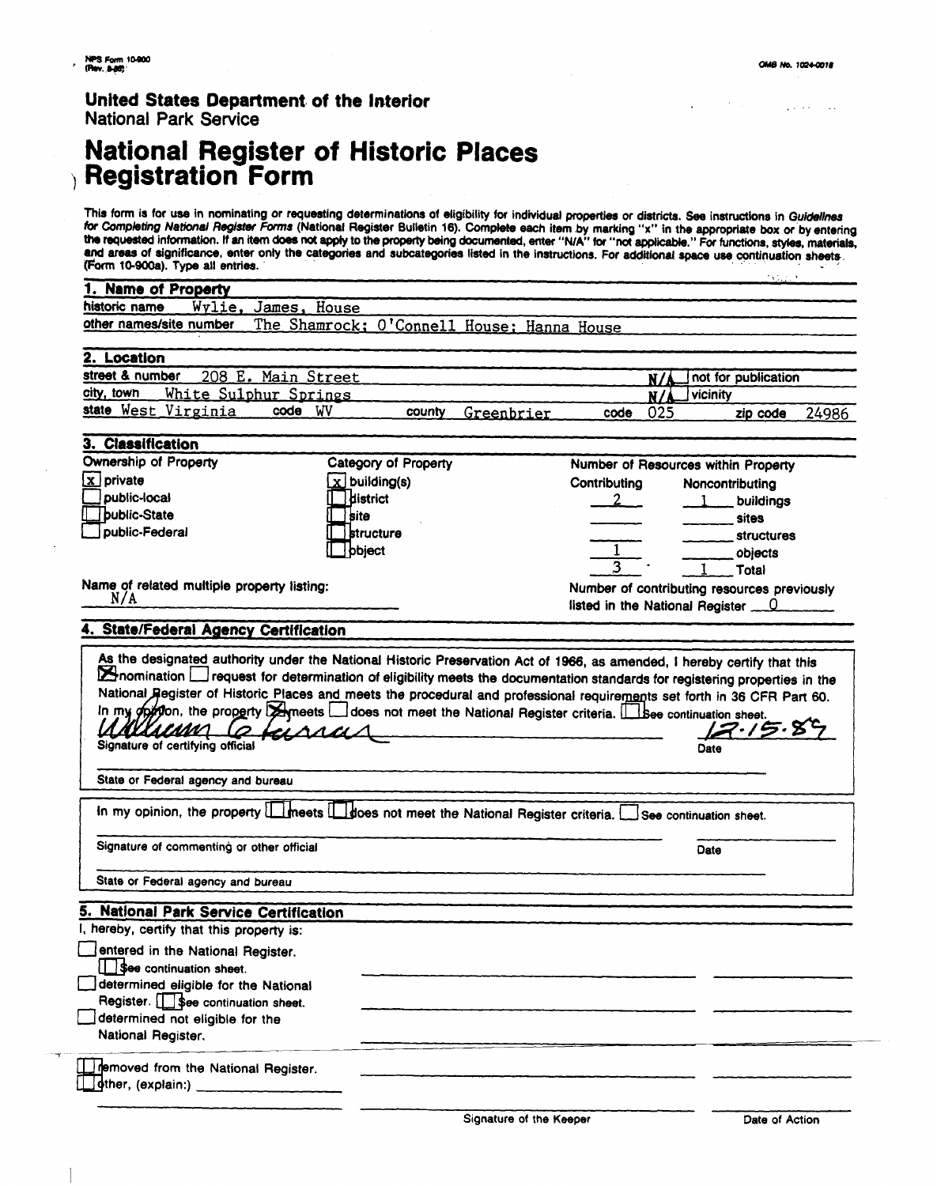NPS Form 10-900
(Rev. 8-86)

OMB No. 1024-0018

**United States Department of the Interior**
National Park Service

# National Register of Historic Places Registration Form

This form is for use in nominating or requesting determinations of eligibility for individual properties or districts. See instructions in *Guidelines for Completing National Register Forms* (National Register Bulletin 16). Complete each item by marking "x" in the appropriate box or by entering the requested information. If an item does not apply to the property being documented, enter "N/A" for "not applicable." For functions, styles, materials, and areas of significance, enter only the categories and subcategories listed in the instructions. For additional space use continuation sheets (Form 10-900a). Type all entries.

## 1. Name of Property

historic name: Wylie, James, House

other names/site number: The Shamrock; O'Connell House; Hanna House

## 2. Location

street & number: 208 E. Main Street — N/A not for publication

city, town: White Sulphur Springs — N/A vicinity

state: West Virginia — code: WV — county: Greenbrier — code: 025 — zip code: 24986

## 3. Classification

**Ownership of Property**

- [x] private
- [ ] public-local
- [ ] public-State
- [ ] public-Federal

**Category of Property**

- [x] building(s)
- [ ] district
- [ ] site
- [ ] structure
- [ ] object

**Number of Resources within Property**

| Contributing | Noncontributing | |
|---|---|---|
| 2 | 1 | buildings |
| | | sites |
| | | structures |
| 1 | | objects |
| 3 | 1 | Total |

Name of related multiple property listing: N/A

Number of contributing resources previously listed in the National Register: 0

## 4. State/Federal Agency Certification

As the designated authority under the National Historic Preservation Act of 1966, as amended, I hereby certify that this [x] nomination [ ] request for determination of eligibility meets the documentation standards for registering properties in the National Register of Historic Places and meets the procedural and professional requirements set forth in 36 CFR Part 60. In my opinion, the property [x] meets [ ] does not meet the National Register criteria. [ ] See continuation sheet.

William G. Farrar — 12-15-89

Signature of certifying official — Date

State or Federal agency and bureau

In my opinion, the property [ ] meets [ ] does not meet the National Register criteria. [ ] See continuation sheet.

Signature of commenting or other official — Date

State or Federal agency and bureau

## 5. National Park Service Certification

I, hereby, certify that this property is:

- [ ] entered in the National Register. [ ] See continuation sheet.
- [ ] determined eligible for the National Register. [ ] See continuation sheet.
- [ ] determined not eligible for the National Register.
- [ ] removed from the National Register.
- [ ] other, (explain:)

Signature of the Keeper — Date of Action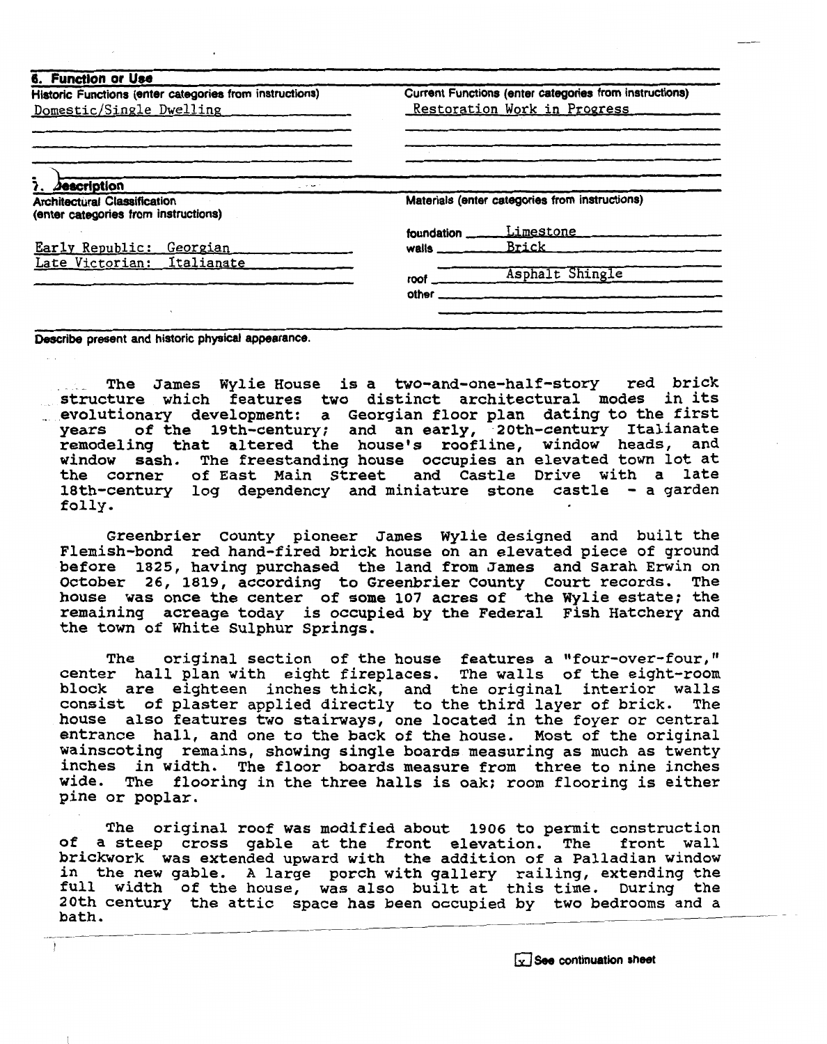## 6. Function or Use

| Historic Functions (enter categories from instructions) | Current Functions (enter categories from instructions) |
| --- | --- |
| Domestic/Single Dwelling | Restoration Work in Progress |

## 7. Description

| Architectural Classification (enter categories from instructions) | Materials (enter categories from instructions) |
| --- | --- |
| Early Republic: Georgian | foundation: Limestone |
| Late Victorian: Italianate | walls: Brick |
| | roof: Asphalt Shingle |
| | other: |

**Describe present and historic physical appearance.**

The James Wylie House is a two-and-one-half-story red brick structure which features two distinct architectural modes in its evolutionary development: a Georgian floor plan dating to the first years of the 19th-century; and an early, 20th-century Italianate remodeling that altered the house's roofline, window heads, and window sash. The freestanding house occupies an elevated town lot at the corner of East Main Street and Castle Drive with a late 18th-century log dependency and miniature stone castle - a garden folly.

Greenbrier County pioneer James Wylie designed and built the Flemish-bond red hand-fired brick house on an elevated piece of ground before 1825, having purchased the land from James and Sarah Erwin on October 26, 1819, according to Greenbrier County Court records. The house was once the center of some 107 acres of the Wylie estate; the remaining acreage today is occupied by the Federal Fish Hatchery and the town of White Sulphur Springs.

The original section of the house features a "four-over-four," center hall plan with eight fireplaces. The walls of the eight-room block are eighteen inches thick, and the original interior walls consist of plaster applied directly to the third layer of brick. The house also features two stairways, one located in the foyer or central entrance hall, and one to the back of the house. Most of the original wainscoting remains, showing single boards measuring as much as twenty inches in width. The floor boards measure from three to nine inches wide. The flooring in the three halls is oak; room flooring is either pine or poplar.

The original roof was modified about 1906 to permit construction of a steep cross gable at the front elevation. The front wall brickwork was extended upward with the addition of a Palladian window in the new gable. A large porch with gallery railing, extending the full width of the house, was also built at this time. During the 20th century the attic space has been occupied by two bedrooms and a bath.

[x] See continuation sheet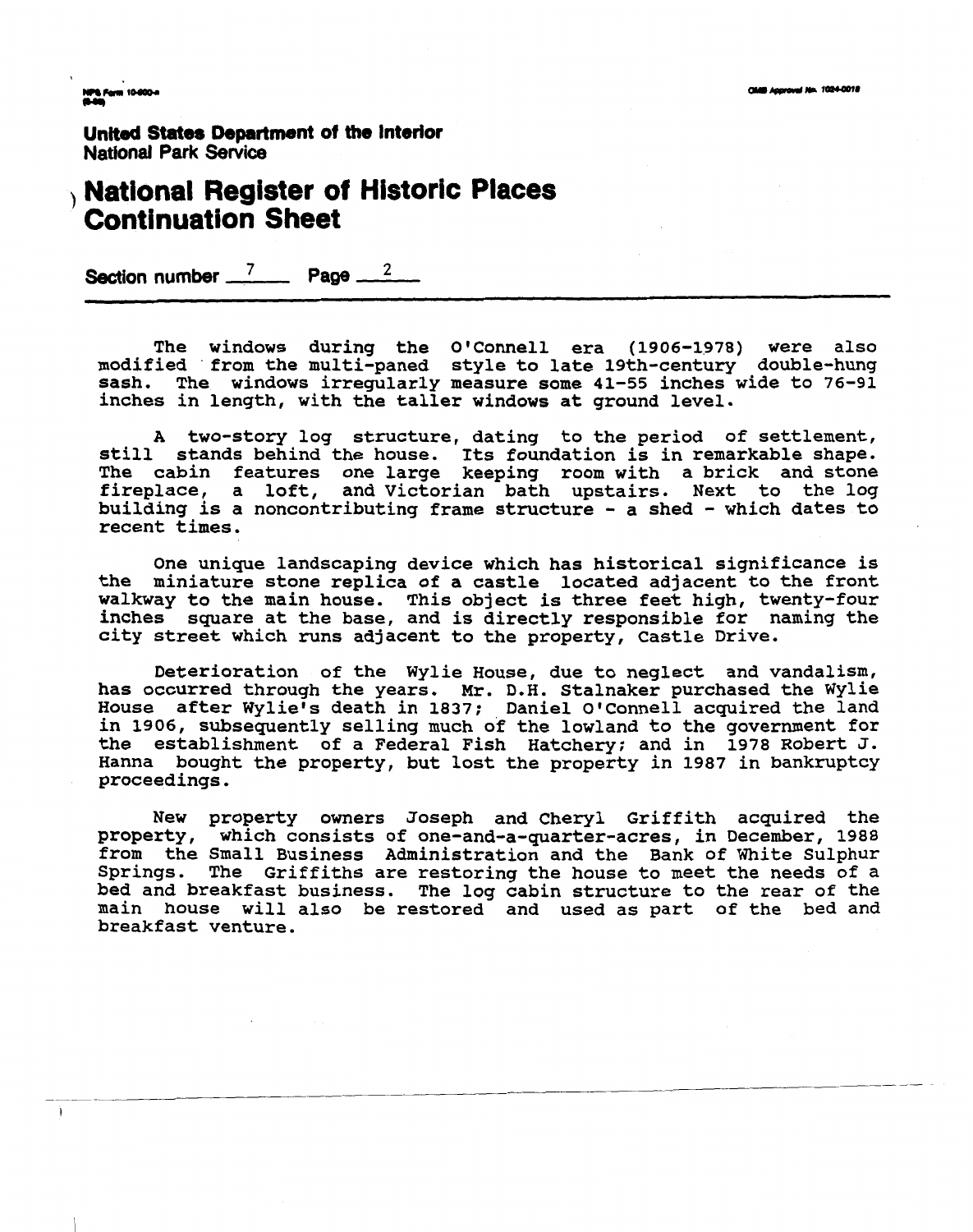United States Department of the Interior
National Park Service

# National Register of Historic Places Continuation Sheet

Section number 7 Page 2

The windows during the O'Connell era (1906-1978) were also modified from the multi-paned style to late 19th-century double-hung sash. The windows irregularly measure some 41-55 inches wide to 76-91 inches in length, with the taller windows at ground level.

A two-story log structure, dating to the period of settlement, still stands behind the house. Its foundation is in remarkable shape. The cabin features one large keeping room with a brick and stone fireplace, a loft, and Victorian bath upstairs. Next to the log building is a noncontributing frame structure - a shed - which dates to recent times.

One unique landscaping device which has historical significance is the miniature stone replica of a castle located adjacent to the front walkway to the main house. This object is three feet high, twenty-four inches square at the base, and is directly responsible for naming the city street which runs adjacent to the property, Castle Drive.

Deterioration of the Wylie House, due to neglect and vandalism, has occurred through the years. Mr. D.H. Stalnaker purchased the Wylie House after Wylie's death in 1837; Daniel O'Connell acquired the land in 1906, subsequently selling much of the lowland to the government for the establishment of a Federal Fish Hatchery; and in 1978 Robert J. Hanna bought the property, but lost the property in 1987 in bankruptcy proceedings.

New property owners Joseph and Cheryl Griffith acquired the property, which consists of one-and-a-quarter-acres, in December, 1988 from the Small Business Administration and the Bank of White Sulphur Springs. The Griffiths are restoring the house to meet the needs of a bed and breakfast business. The log cabin structure to the rear of the main house will also be restored and used as part of the bed and breakfast venture.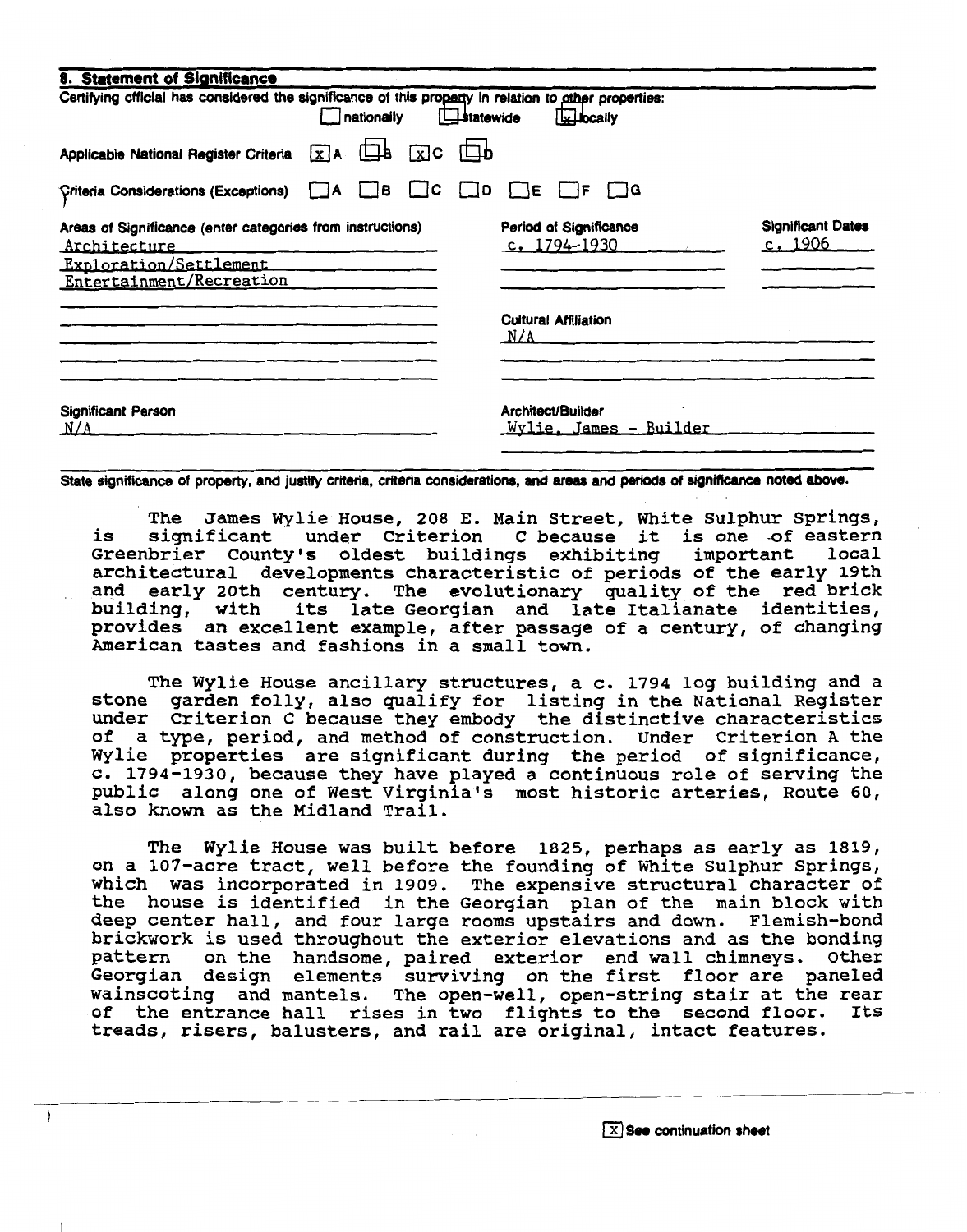## 8. Statement of Significance

Certifying official has considered the significance of this property in relation to other properties:
[ ] nationally [ ] statewide [x] locally

Applicable National Register Criteria [x] A [ ] B [x] C [ ] D

Criteria Considerations (Exceptions) [ ] A [ ] B [ ] C [ ] D [ ] E [ ] F [ ] G

| Areas of Significance (enter categories from instructions) | Period of Significance | Significant Dates |
|---|---|---|
| Architecture | c. 1794-1930 | c. 1906 |
| Exploration/Settlement | | |
| Entertainment/Recreation | | |

Cultural Affiliation
N/A

Significant Person
N/A

Architect/Builder
Wylie, James - Builder

State significance of property, and justify criteria, criteria considerations, and areas and periods of significance noted above.

The James Wylie House, 208 E. Main Street, White Sulphur Springs, is significant under Criterion C because it is one of eastern Greenbrier County's oldest buildings exhibiting important local architectural developments characteristic of periods of the early 19th and early 20th century. The evolutionary quality of the red brick building, with its late Georgian and late Italianate identities, provides an excellent example, after passage of a century, of changing American tastes and fashions in a small town.

The Wylie House ancillary structures, a c. 1794 log building and a stone garden folly, also qualify for listing in the National Register under Criterion C because they embody the distinctive characteristics of a type, period, and method of construction. Under Criterion A the Wylie properties are significant during the period of significance, c. 1794-1930, because they have played a continuous role of serving the public along one of West Virginia's most historic arteries, Route 60, also known as the Midland Trail.

The Wylie House was built before 1825, perhaps as early as 1819, on a 107-acre tract, well before the founding of White Sulphur Springs, which was incorporated in 1909. The expensive structural character of the house is identified in the Georgian plan of the main block with deep center hall, and four large rooms upstairs and down. Flemish-bond brickwork is used throughout the exterior elevations and as the bonding pattern on the handsome, paired exterior end wall chimneys. Other Georgian design elements surviving on the first floor are paneled wainscoting and mantels. The open-well, open-string stair at the rear of the entrance hall rises in two flights to the second floor. Its treads, risers, balusters, and rail are original, intact features.

[x] See continuation sheet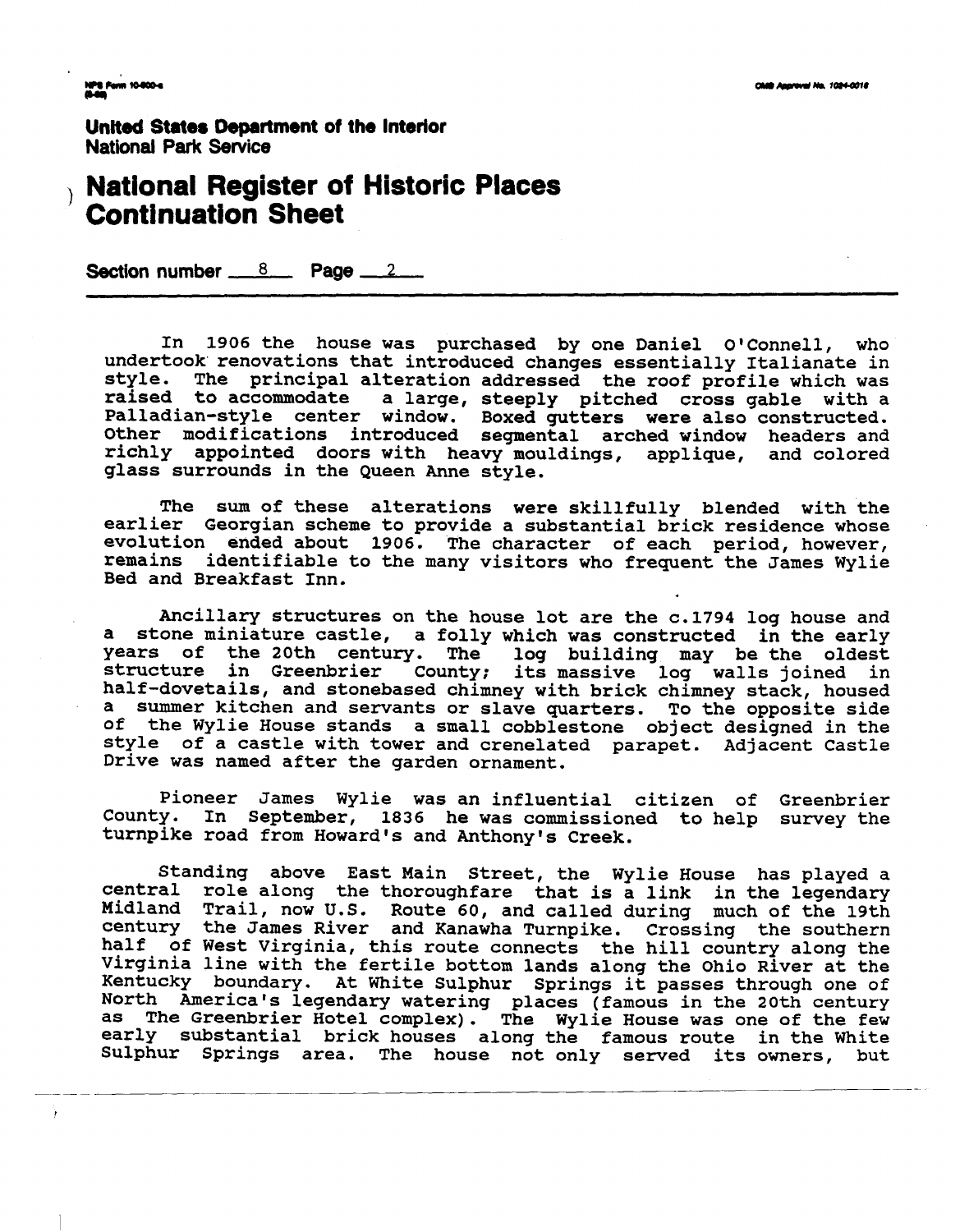United States Department of the Interior
National Park Service

# National Register of Historic Places Continuation Sheet

Section number 8 Page 2

In 1906 the house was purchased by one Daniel O'Connell, who undertook renovations that introduced changes essentially Italianate in style. The principal alteration addressed the roof profile which was raised to accommodate a large, steeply pitched cross gable with a Palladian-style center window. Boxed gutters were also constructed. Other modifications introduced segmental arched window headers and richly appointed doors with heavy mouldings, applique, and colored glass surrounds in the Queen Anne style.

The sum of these alterations were skillfully blended with the earlier Georgian scheme to provide a substantial brick residence whose evolution ended about 1906. The character of each period, however, remains identifiable to the many visitors who frequent the James Wylie Bed and Breakfast Inn.

Ancillary structures on the house lot are the c.1794 log house and a stone miniature castle, a folly which was constructed in the early years of the 20th century. The log building may be the oldest structure in Greenbrier County; its massive log walls joined in half-dovetails, and stonebased chimney with brick chimney stack, housed a summer kitchen and servants or slave quarters. To the opposite side of the Wylie House stands a small cobblestone object designed in the style of a castle with tower and crenelated parapet. Adjacent Castle Drive was named after the garden ornament.

Pioneer James Wylie was an influential citizen of Greenbrier County. In September, 1836 he was commissioned to help survey the turnpike road from Howard's and Anthony's Creek.

Standing above East Main Street, the Wylie House has played a central role along the thoroughfare that is a link in the legendary Midland Trail, now U.S. Route 60, and called during much of the 19th century the James River and Kanawha Turnpike. Crossing the southern half of West Virginia, this route connects the hill country along the Virginia line with the fertile bottom lands along the Ohio River at the Kentucky boundary. At White Sulphur Springs it passes through one of North America's legendary watering places (famous in the 20th century as The Greenbrier Hotel complex). The Wylie House was one of the few early substantial brick houses along the famous route in the White Sulphur Springs area. The house not only served its owners, but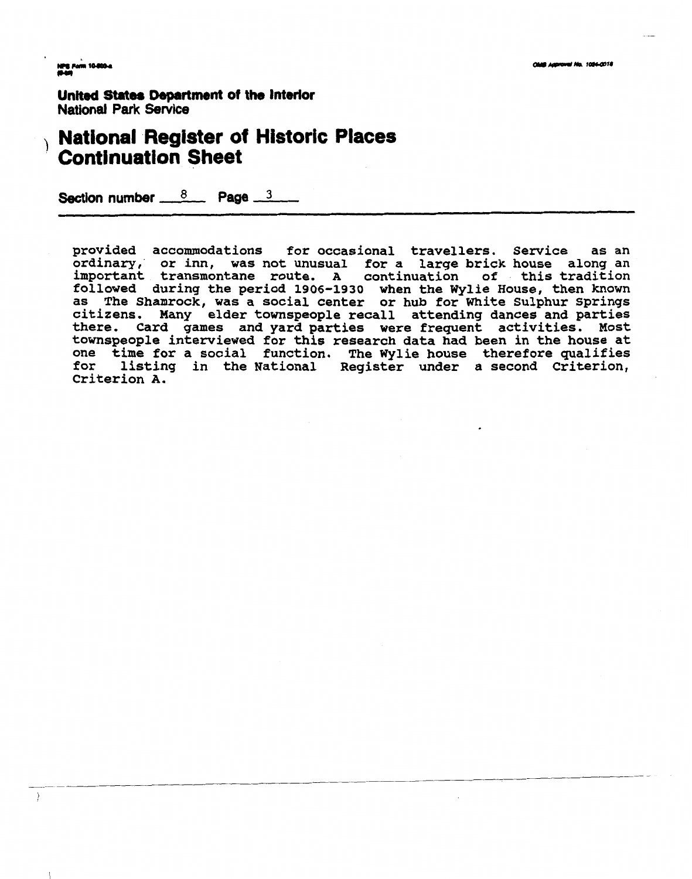United States Department of the Interior
National Park Service

# National Register of Historic Places Continuation Sheet

Section number 8 Page 3

provided accommodations for occasional travellers. Service as an ordinary, or inn, was not unusual for a large brick house along an important transmontane route. A continuation of this tradition followed during the period 1906-1930 when the Wylie House, then known as The Shamrock, was a social center or hub for White Sulphur Springs citizens. Many elder townspeople recall attending dances and parties there. Card games and yard parties were frequent activities. Most townspeople interviewed for this research data had been in the house at one time for a social function. The Wylie house therefore qualifies for listing in the National Register under a second Criterion, Criterion A.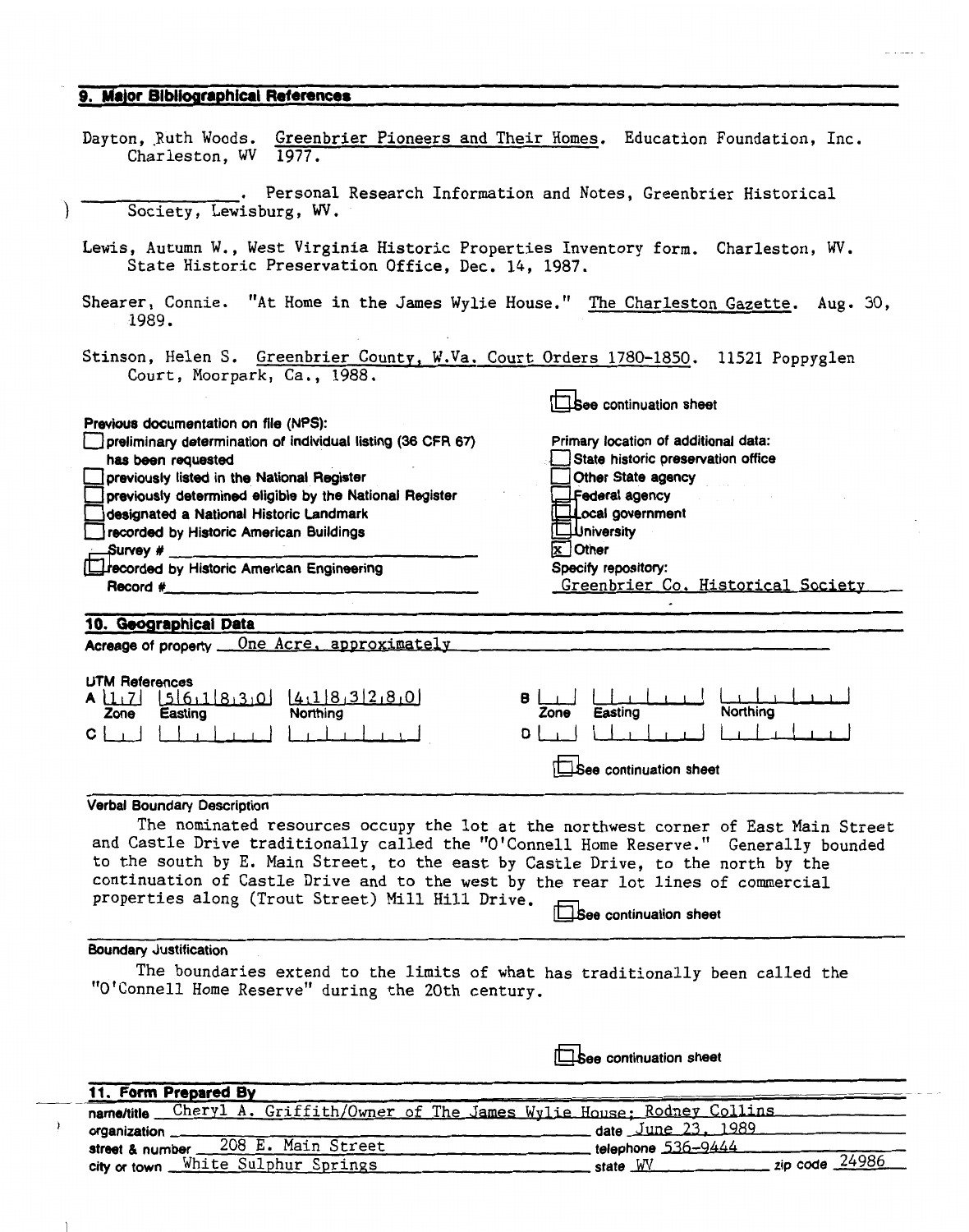## 9. Major Bibliographical References

Dayton, Ruth Woods. Greenbrier Pioneers and Their Homes. Education Foundation, Inc. Charleston, WV 1977.

\_\_\_\_\_\_\_\_\_\_\_\_\_\_\_\_. Personal Research Information and Notes, Greenbrier Historical Society, Lewisburg, WV.

Lewis, Autumn W., West Virginia Historic Properties Inventory form. Charleston, WV. State Historic Preservation Office, Dec. 14, 1987.

Shearer, Connie. "At Home in the James Wylie House." The Charleston Gazette. Aug. 30, 1989.

Stinson, Helen S. Greenbrier County, W.Va. Court Orders 1780-1850. 11521 Poppyglen Court, Moorpark, Ca., 1988.

☐ See continuation sheet

**Previous documentation on file (NPS):**

- ☐ preliminary determination of individual listing (36 CFR 67) has been requested
- ☐ previously listed in the National Register
- ☐ previously determined eligible by the National Register
- ☐ designated a National Historic Landmark
- ☐ recorded by Historic American Buildings Survey # \_\_\_\_\_\_\_\_
- ☐ recorded by Historic American Engineering Record # \_\_\_\_\_\_\_\_

**Primary location of additional data:**

- ☐ State historic preservation office
- ☐ Other State agency
- ☐ Federal agency
- ☐ Local government
- ☐ University
- ☒ Other

Specify repository:
Greenbrier Co. Historical Society

## 10. Geographical Data

Acreage of property One Acre, approximately

**UTM References**

| | Zone | Easting | Northing |
|---|---|---|---|
| A | 17 | 561830 | 4183280 |
| B | | | |
| C | | | |
| D | | | |

☐ See continuation sheet

**Verbal Boundary Description**

The nominated resources occupy the lot at the northwest corner of East Main Street and Castle Drive traditionally called the "O'Connell Home Reserve." Generally bounded to the south by E. Main Street, to the east by Castle Drive, to the north by the continuation of Castle Drive and to the west by the rear lot lines of commercial properties along (Trout Street) Mill Hill Drive.

☐ See continuation sheet

**Boundary Justification**

The boundaries extend to the limits of what has traditionally been called the "O'Connell Home Reserve" during the 20th century.

☐ See continuation sheet

## 11. Form Prepared By

name/title Cheryl A. Griffith/Owner of The James Wylie House; Rodney Collins
organization \_\_\_\_\_\_\_\_ date June 23, 1989
street & number 208 E. Main Street telephone 536-9444
city or town White Sulphur Springs state WV zip code 24986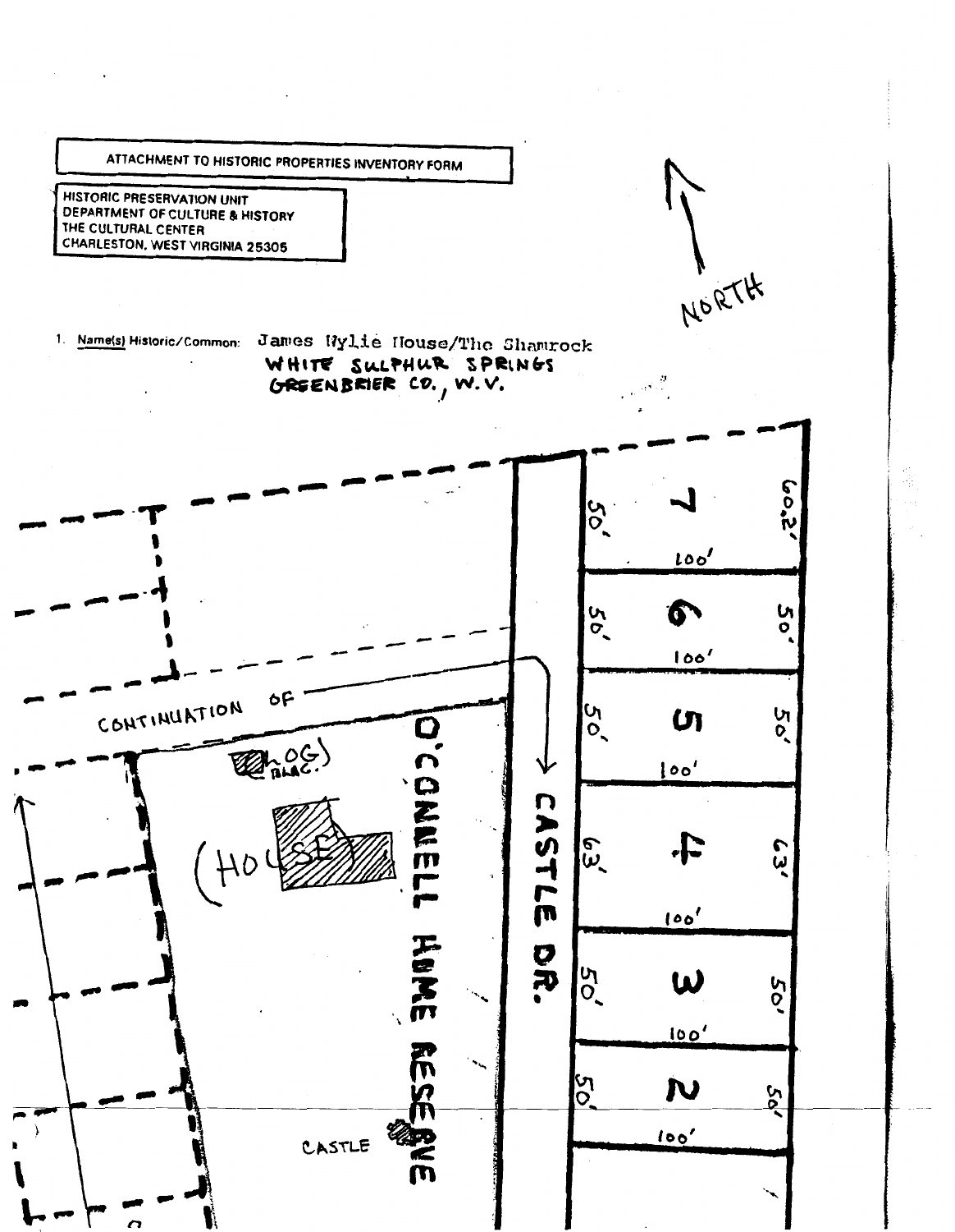ATTACHMENT TO HISTORIC PROPERTIES INVENTORY FORM

HISTORIC PRESERVATION UNIT
DEPARTMENT OF CULTURE & HISTORY
THE CULTURAL CENTER
CHARLESTON, WEST VIRGINIA 25305

NORTH

1. Name(s) Historic/Common: James Wylie House/The Shamrock
WHITE SULPHUR SPRINGS
GREENBRIER CO., W.V.

CONTINUATION OF

LOG BLDG.

(HOUSE)

O'CONNELL HOME RESERVE

CASTLE DR.

CASTLE

| Lot | Front | Depth | Rear |
|---|---|---|---|
| 7 | 50' | 100' | 60.2' |
| 6 | 50' | 100' | 50' |
| 5 | 50' | 100' | 50' |
| 4 | 63' | 100' | 63' |
| 3 | 50' | 100' | 50' |
| 2 | 50' | 100' | 50' |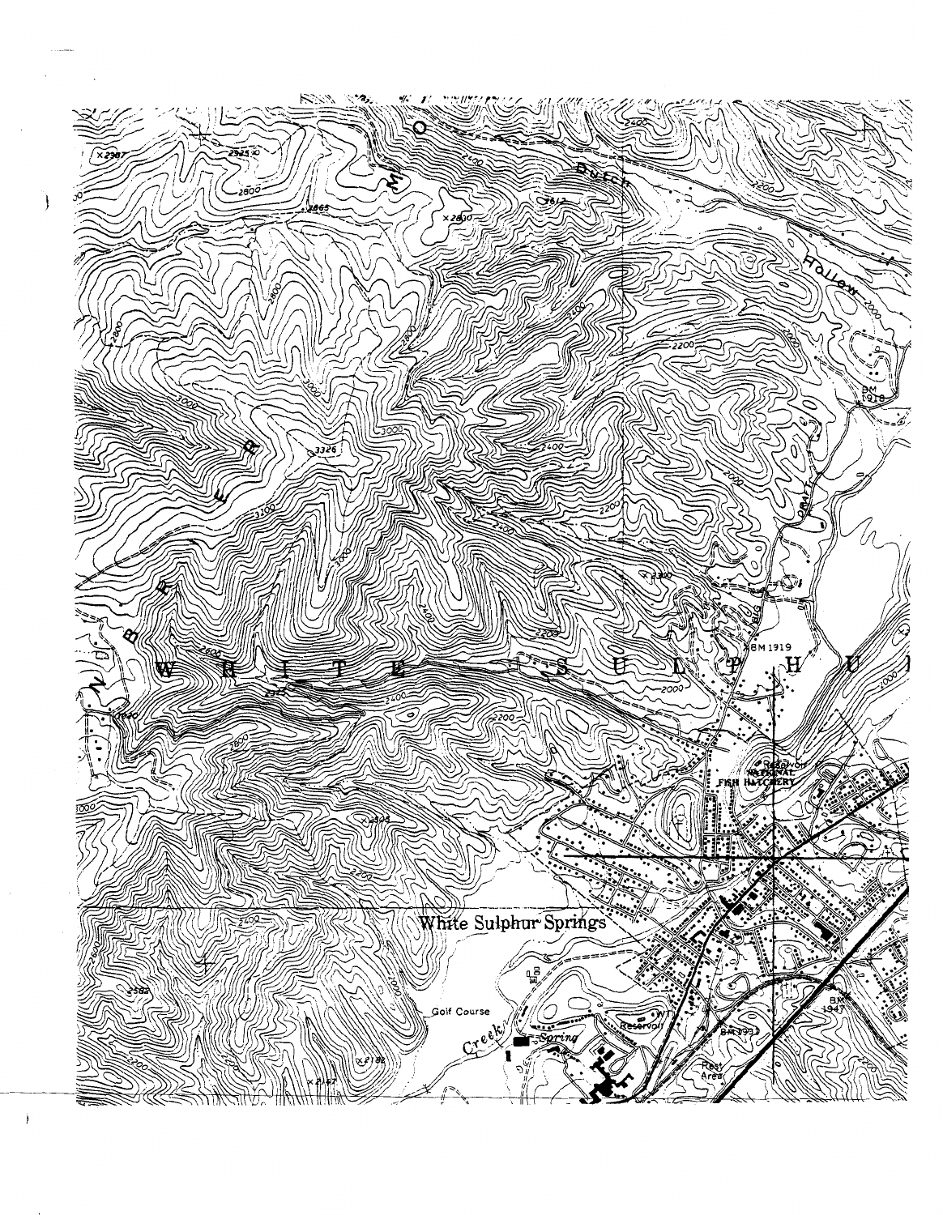Dutch Hollow

WHITE SULPHUR

White Sulphur Springs

Golf Course

Creek

Spring

Reservoir

NATIONAL FISH HATCHERY

Rest Area

BM 1918

BM 1919

BM 1947

×2387

3326

×2904

×2182

×2167

2400

2800

3000

3200

2200

2000